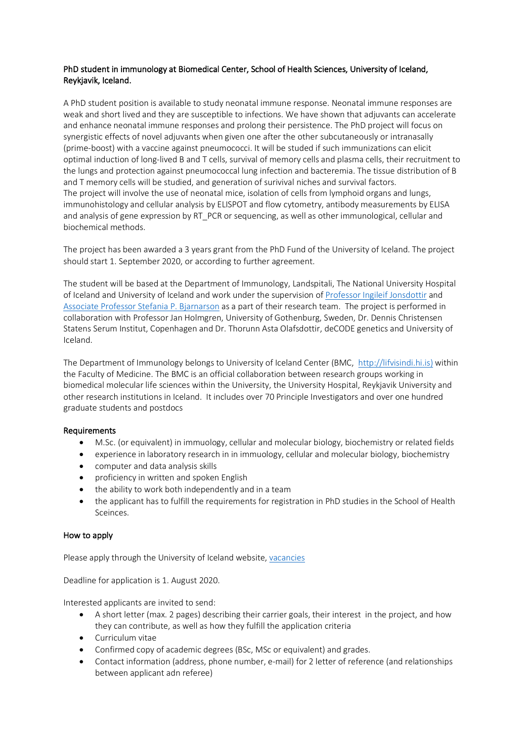**PhD student in immunology at Biomedical Center, School of Health Sciences, University of Iceland, Reykjavik, Iceland.**

A PhD student position is available to study neonatal immune response. Neonatal immune responses are weak and short lived and they are susceptible to infections. We have shown that adjuvants can accelerate and enhance neonatal immune responses and prolong their persistence. The PhD project will focus on synergistic effects of novel adjuvants when given one after the other subcutaneously or intranasally (prime-boost) with a vaccine against pneumococci. It will be studed if such immunizations can elicit optimal induction of long-lived B and T cells, survival of memory cells and plasma cells, their recruitment to the lungs and protection against pneumococcal lung infection and bacteremia. The tissue distribution of B and T memory cells will be studied, and generation of surivival niches and survival factors.
The project will involve the use of neonatal mice, isolation of cells from lymphoid organs and lungs, immunohistology and cellular analysis by ELISPOT and flow cytometry, antibody measurements by ELISA and analysis of gene expression by RT_PCR or sequencing, as well as other immunological, cellular and biochemical methods.

The project has been awarded a 3 years grant from the PhD Fund of the University of Iceland. The project should start 1. September 2020, or according to further agreement.

The student will be based at the Department of Immunology, Landspitali, The National University Hospital of Iceland and University of Iceland and work under the supervision of Professor Ingileif Jonsdottir and Associate Professor Stefania P. Bjarnarson as a part of their research team. The project is performed in collaboration with Professor Jan Holmgren, University of Gothenburg, Sweden, Dr. Dennis Christensen Statens Serum Institut, Copenhagen and Dr. Thorunn Asta Olafsdottir, deCODE genetics and University of Iceland.

The Department of Immunology belongs to University of Iceland Center (BMC, http://lifvisindi.hi.is) within the Faculty of Medicine. The BMC is an official collaboration between research groups working in biomedical molecular life sciences within the University, the University Hospital, Reykjavik University and other research institutions in Iceland. It includes over 70 Principle Investigators and over one hundred graduate students and postdocs

**Requirements**

- M.Sc. (or equivalent) in immuology, cellular and molecular biology, biochemistry or related fields
- experience in laboratory research in in immuology, cellular and molecular biology, biochemistry
- computer and data analysis skills
- proficiency in written and spoken English
- the ability to work both independently and in a team
- the applicant has to fulfill the requirements for registration in PhD studies in the School of Health Sceinces.

**How to apply**

Please apply through the University of Iceland website, vacancies

Deadline for application is 1. August 2020.

Interested applicants are invited to send:

- A short letter (max. 2 pages) describing their carrier goals, their interest in the project, and how they can contribute, as well as how they fulfill the application criteria
- Curriculum vitae
- Confirmed copy of academic degrees (BSc, MSc or equivalent) and grades.
- Contact information (address, phone number, e-mail) for 2 letter of reference (and relationships between applicant adn referee)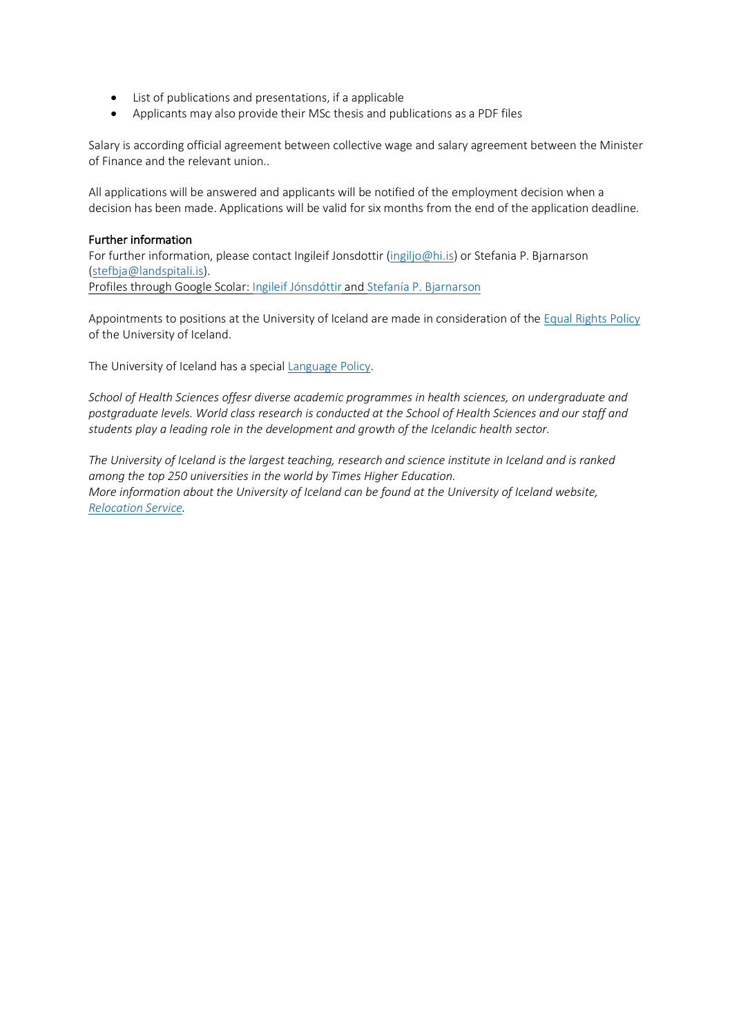- List of publications and presentations, if a applicable
- Applicants may also provide their MSc thesis and publications as a PDF files

Salary is according official agreement between collective wage and salary agreement between the Minister of Finance and the relevant union..

All applications will be answered and applicants will be notified of the employment decision when a decision has been made. Applications will be valid for six months from the end of the application deadline.

**Further information**

For further information, please contact Ingileif Jonsdottir (ingiljo@hi.is) or Stefania P. Bjarnarson (stefbja@landspitali.is).
Profiles through Google Scolar: Ingileif Jónsdóttir and Stefanía P. Bjarnarson

Appointments to positions at the University of Iceland are made in consideration of the Equal Rights Policy of the University of Iceland.

The University of Iceland has a special Language Policy.

*School of Health Sciences offesr diverse academic programmes in health sciences, on undergraduate and postgraduate levels. World class research is conducted at the School of Health Sciences and our staff and students play a leading role in the development and growth of the Icelandic health sector.*

*The University of Iceland is the largest teaching, research and science institute in Iceland and is ranked among the top 250 universities in the world by Times Higher Education.*
*More information about the University of Iceland can be found at the University of Iceland website, Relocation Service.*